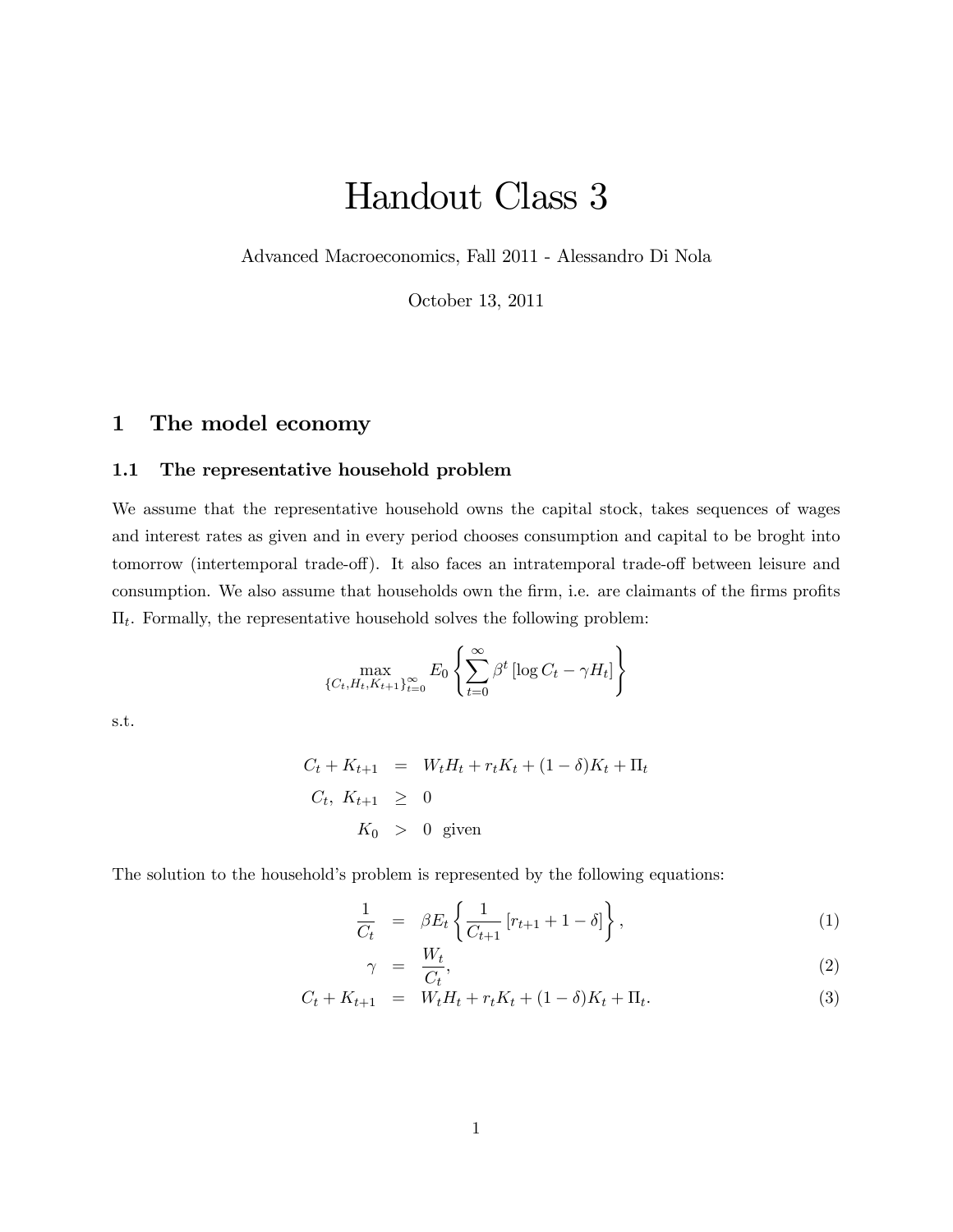# Handout Class 3

Advanced Macroeconomics, Fall 2011 - Alessandro Di Nola

October 13, 2011

## 1 The model economy

### 1.1 The representative household problem

We assume that the representative household owns the capital stock, takes sequences of wages and interest rates as given and in every period chooses consumption and capital to be broght into tomorrow (intertemporal trade-off). It also faces an intratemporal trade-off between leisure and consumption. We also assume that households own the firm, i.e. are claimants of the firms profits $\Pi_t$. Formally, the representative household solves the following problem:

$$\max_{\{C_t, H_t, K_{t+1}\}_{t=0}^{\infty}} E_0 \left\{ \sum_{t=0}^{\infty} \beta^t \left[ \log C_t - \gamma H_t \right] \right\}$$

s.t.

$$\begin{aligned}
C_t + K_{t+1} &= W_t H_t + r_t K_t + (1-\delta) K_t + \Pi_t \\
C_t,\ K_{t+1} &\geq 0 \\
K_0 &> 0 \ \text{ given}
\end{aligned}$$

The solution to the household's problem is represented by the following equations:

$$\frac{1}{C_t} = \beta E_t \left\{ \frac{1}{C_{t+1}} \left[ r_{t+1} + 1 - \delta \right] \right\}, \tag{1}$$

$$\gamma = \frac{W_t}{C_t}, \tag{2}$$

$$C_t + K_{t+1} = W_t H_t + r_t K_t + (1-\delta) K_t + \Pi_t. \tag{3}$$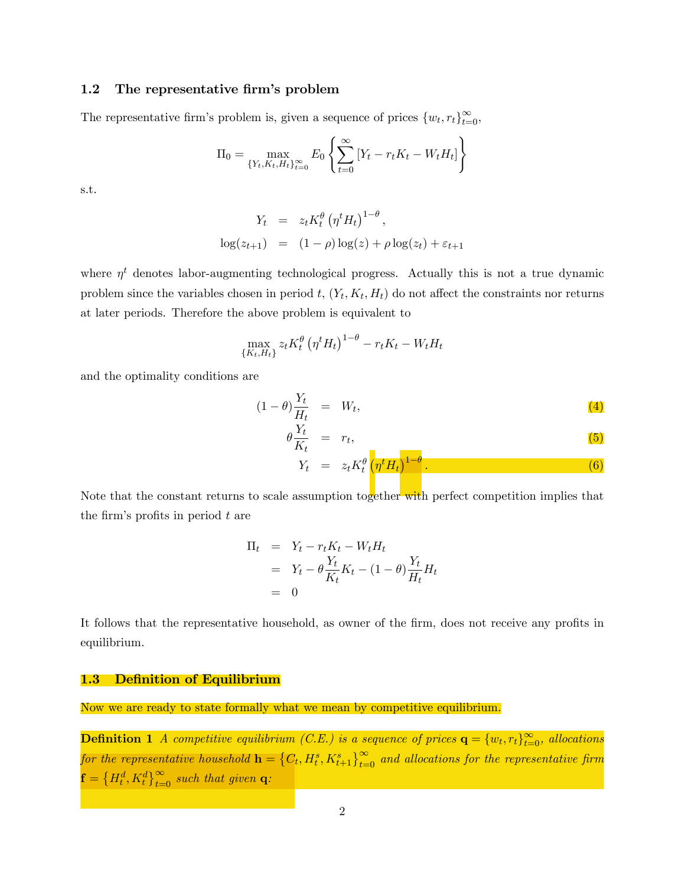### 1.2 The representative firm's problem

The representative firm's problem is, given a sequence of prices $\{w_t, r_t\}_{t=0}^{\infty}$,

$$\Pi_0 = \max_{\{Y_t, K_t, H_t\}_{t=0}^{\infty}} E_0 \left\{ \sum_{t=0}^{\infty} [Y_t - r_t K_t - W_t H_t] \right\}$$

s.t.

$$\begin{aligned} Y_t &= z_t K_t^{\theta} \left(\eta^t H_t\right)^{1-\theta}, \\ \log(z_{t+1}) &= (1-\rho)\log(z) + \rho \log(z_t) + \varepsilon_{t+1} \end{aligned}$$

where $\eta^t$ denotes labor-augmenting technological progress. Actually this is not a true dynamic problem since the variables chosen in period $t$, $(Y_t, K_t, H_t)$ do not affect the constraints nor returns at later periods. Therefore the above problem is equivalent to

$$\max_{\{K_t, H_t\}} z_t K_t^{\theta} \left(\eta^t H_t\right)^{1-\theta} - r_t K_t - W_t H_t$$

and the optimality conditions are

$$(1-\theta)\frac{Y_t}{H_t} = W_t, \tag{4}$$

$$\theta \frac{Y_t}{K_t} = r_t, \tag{5}$$

$$Y_t = z_t K_t^{\theta} \left(\eta^t H_t\right)^{1-\theta}. \tag{6}$$

Note that the constant returns to scale assumption together with perfect competition implies that the firm's profits in period $t$ are

$$\begin{aligned} \Pi_t &= Y_t - r_t K_t - W_t H_t \\ &= Y_t - \theta \frac{Y_t}{K_t} K_t - (1-\theta)\frac{Y_t}{H_t} H_t \\ &= 0 \end{aligned}$$

It follows that the representative household, as owner of the firm, does not receive any profits in equilibrium.

### 1.3 Definition of Equilibrium

Now we are ready to state formally what we mean by competitive equilibrium.

**Definition 1** *A competitive equilibrium (C.E.) is a sequence of prices* $\mathbf{q} = \{w_t, r_t\}_{t=0}^{\infty}$*, allocations for the representative household* $\mathbf{h} = \left\{C_t, H_t^s, K_{t+1}^s\right\}_{t=0}^{\infty}$ *and allocations for the representative firm* $\mathbf{f} = \left\{H_t^d, K_t^d\right\}_{t=0}^{\infty}$ *such that given* $\mathbf{q}$*:*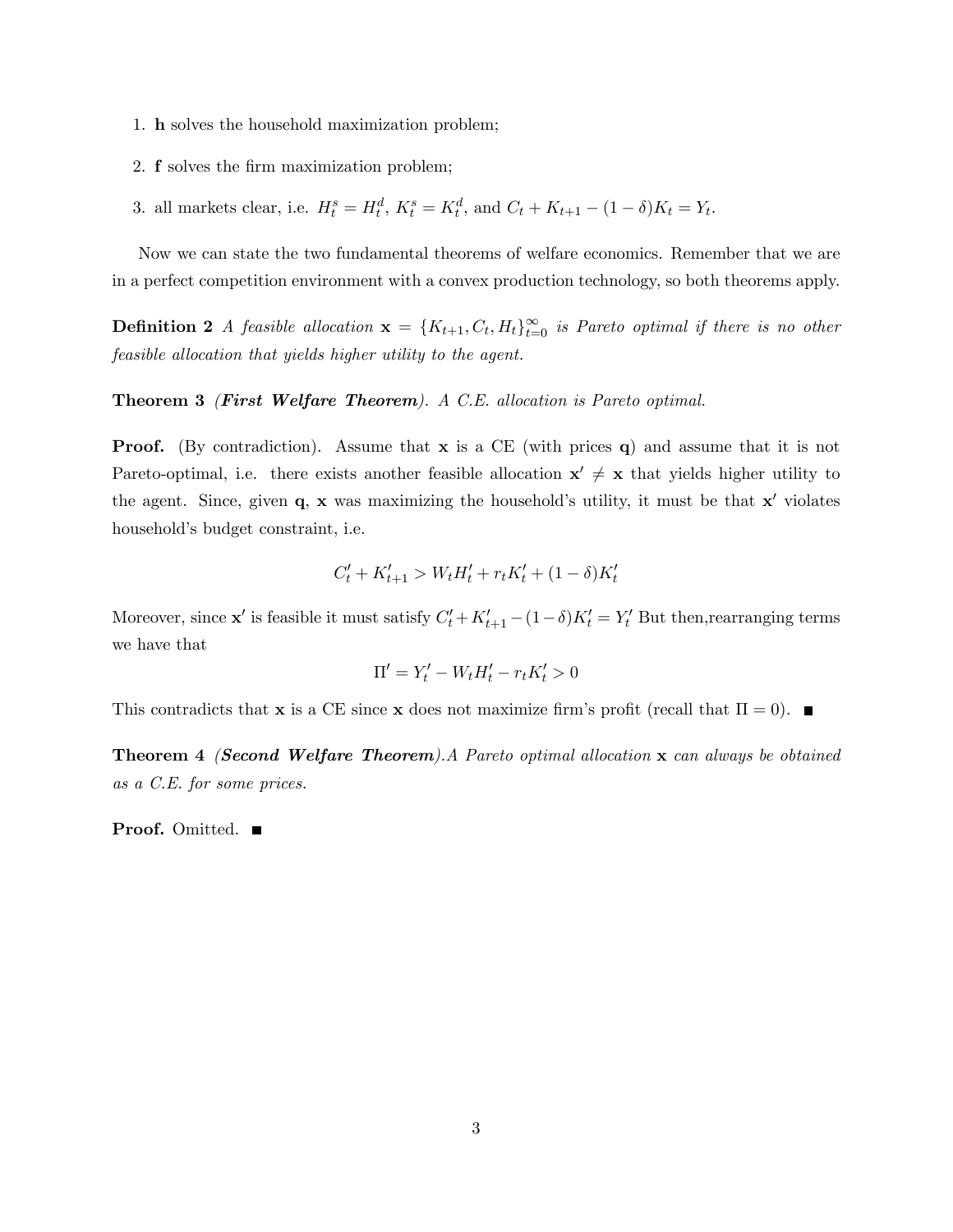1. **h** solves the household maximization problem;

2. **f** solves the firm maximization problem;

3. all markets clear, i.e. $H_t^s = H_t^d$, $K_t^s = K_t^d$, and $C_t + K_{t+1} - (1-\delta)K_t = Y_t$.

Now we can state the two fundamental theorems of welfare economics. Remember that we are in a perfect competition environment with a convex production technology, so both theorems apply.

**Definition 2** *A feasible allocation* $\mathbf{x} = \{K_{t+1}, C_t, H_t\}_{t=0}^{\infty}$ *is Pareto optimal if there is no other feasible allocation that yields higher utility to the agent.*

**Theorem 3** *(**First Welfare Theorem**). A C.E. allocation is Pareto optimal.*

**Proof.** (By contradiction). Assume that $\mathbf{x}$ is a CE (with prices $\mathbf{q}$) and assume that it is not Pareto-optimal, i.e. there exists another feasible allocation $\mathbf{x'} \neq \mathbf{x}$ that yields higher utility to the agent. Since, given $\mathbf{q}$, $\mathbf{x}$ was maximizing the household's utility, it must be that $\mathbf{x'}$ violates household's budget constraint, i.e.

$$C_t' + K_{t+1}' > W_t H_t' + r_t K_t' + (1-\delta)K_t'$$

Moreover, since $\mathbf{x'}$ is feasible it must satisfy $C_t' + K_{t+1}' - (1-\delta)K_t' = Y_t'$ But then,rearranging terms we have that

$$\Pi' = Y_t' - W_t H_t' - r_t K_t' > 0$$

This contradicts that $\mathbf{x}$ is a CE since $\mathbf{x}$ does not maximize firm's profit (recall that $\Pi = 0$). ■

**Theorem 4** *(**Second Welfare Theorem**).A Pareto optimal allocation* $\mathbf{x}$ *can always be obtained as a C.E. for some prices.*

**Proof.** Omitted. ■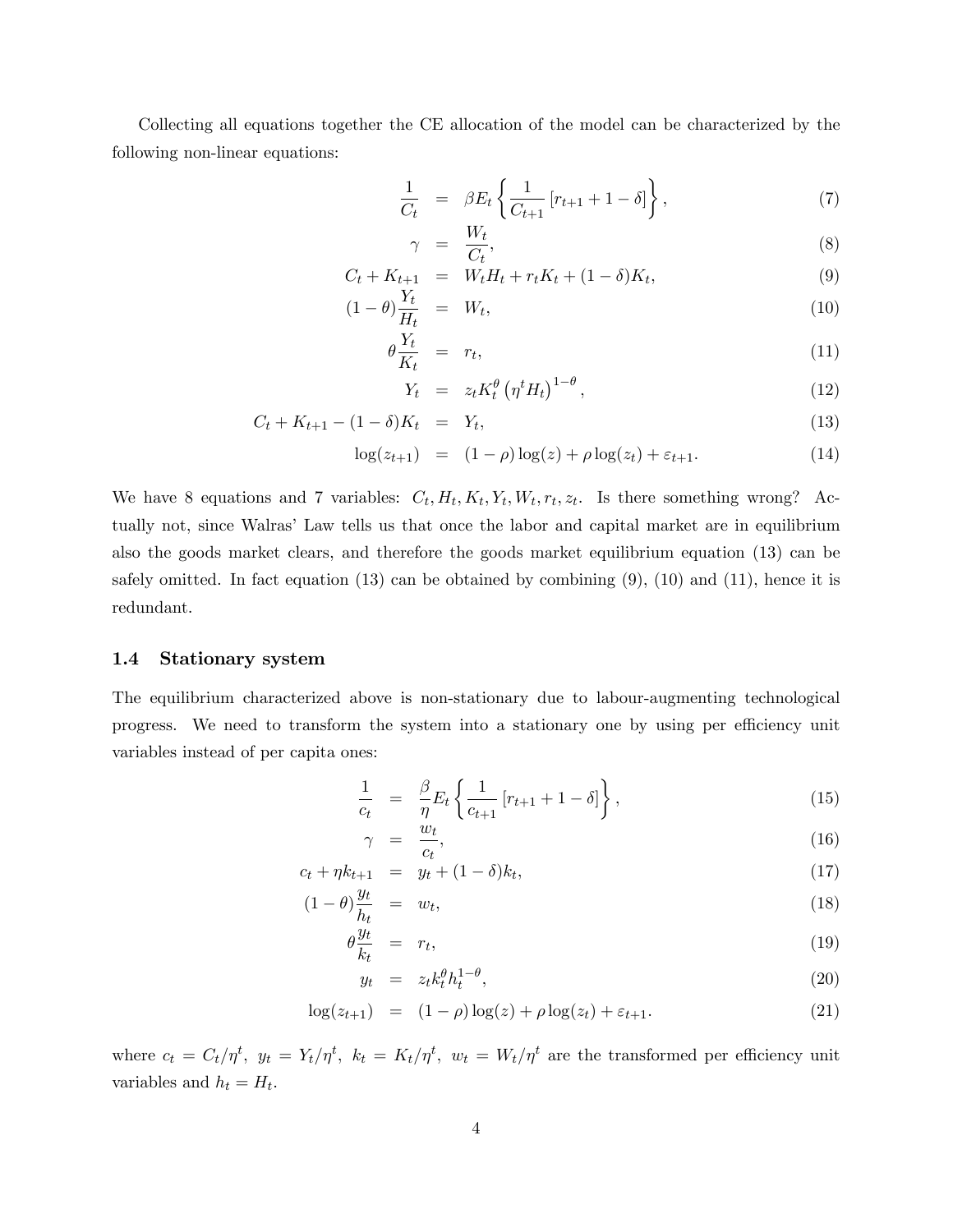Collecting all equations together the CE allocation of the model can be characterized by the following non-linear equations:

$$\frac{1}{C_t} = \beta E_t \left\{ \frac{1}{C_{t+1}} \left[ r_{t+1} + 1 - \delta \right] \right\}, \tag{7}$$

$$\gamma = \frac{W_t}{C_t}, \tag{8}$$

$$C_t + K_{t+1} = W_t H_t + r_t K_t + (1-\delta) K_t, \tag{9}$$

$$(1-\theta) \frac{Y_t}{H_t} = W_t, \tag{10}$$

$$\theta \frac{Y_t}{K_t} = r_t, \tag{11}$$

$$Y_t = z_t K_t^{\theta} \left( \eta^t H_t \right)^{1-\theta}, \tag{12}$$

$$C_t + K_{t+1} - (1-\delta) K_t = Y_t, \tag{13}$$

$$\log(z_{t+1}) = (1-\rho) \log(z) + \rho \log(z_t) + \varepsilon_{t+1}. \tag{14}$$

We have 8 equations and 7 variables: $C_t, H_t, K_t, Y_t, W_t, r_t, z_t$. Is there something wrong? Actually not, since Walras' Law tells us that once the labor and capital market are in equilibrium also the goods market clears, and therefore the goods market equilibrium equation (13) can be safely omitted. In fact equation (13) can be obtained by combining (9), (10) and (11), hence it is redundant.

### 1.4 Stationary system

The equilibrium characterized above is non-stationary due to labour-augmenting technological progress. We need to transform the system into a stationary one by using per efficiency unit variables instead of per capita ones:

$$\frac{1}{c_t} = \frac{\beta}{\eta} E_t \left\{ \frac{1}{c_{t+1}} \left[ r_{t+1} + 1 - \delta \right] \right\}, \tag{15}$$

$$\gamma = \frac{w_t}{c_t}, \tag{16}$$

$$c_t + \eta k_{t+1} = y_t + (1-\delta) k_t, \tag{17}$$

$$(1-\theta) \frac{y_t}{h_t} = w_t, \tag{18}$$

$$\theta \frac{y_t}{k_t} = r_t, \tag{19}$$

$$y_t = z_t k_t^{\theta} h_t^{1-\theta}, \tag{20}$$

$$\log(z_{t+1}) = (1-\rho) \log(z) + \rho \log(z_t) + \varepsilon_{t+1}. \tag{21}$$

where $c_t = C_t/\eta^t$, $y_t = Y_t/\eta^t$, $k_t = K_t/\eta^t$, $w_t = W_t/\eta^t$ are the transformed per efficiency unit variables and $h_t = H_t$.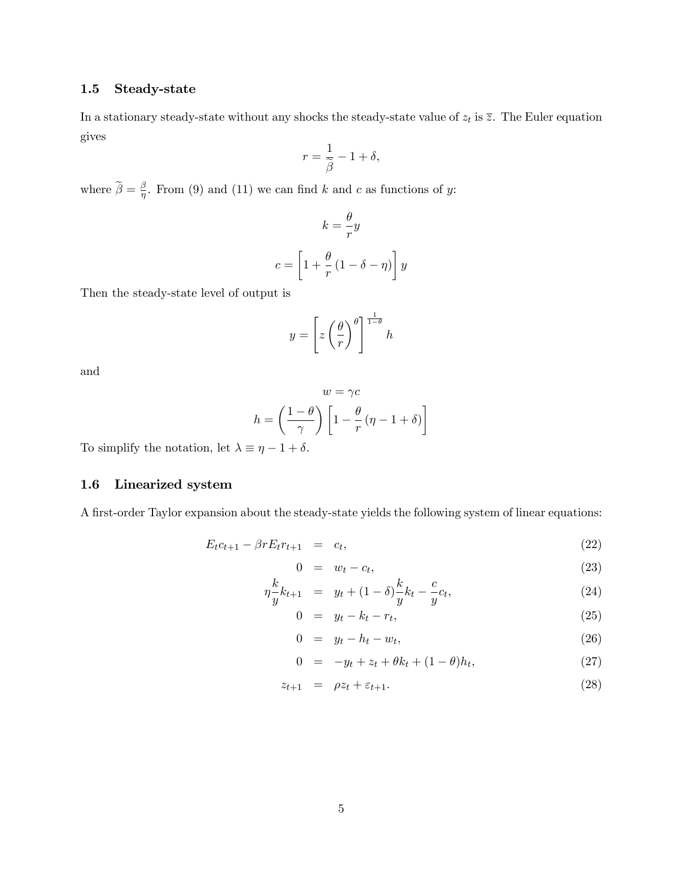### 1.5 Steady-state

In a stationary steady-state without any shocks the steady-state value of $z_t$ is $\overline{z}$. The Euler equation gives

$$r = \frac{1}{\widetilde{\beta}} - 1 + \delta,$$

where $\widetilde{\beta} = \frac{\beta}{\eta}$. From (9) and (11) we can find $k$ and $c$ as functions of $y$:

$$k = \frac{\theta}{r} y$$

$$c = \left[ 1 + \frac{\theta}{r} (1 - \delta - \eta) \right] y$$

Then the steady-state level of output is

$$y = \left[ z \left( \frac{\theta}{r} \right)^{\theta} \right]^{\frac{1}{1-\theta}} h$$

and

$$w = \gamma c$$

$$h = \left( \frac{1-\theta}{\gamma} \right) \left[ 1 - \frac{\theta}{r} (\eta - 1 + \delta) \right]$$

To simplify the notation, let $\lambda \equiv \eta - 1 + \delta$.

### 1.6 Linearized system

A first-order Taylor expansion about the steady-state yields the following system of linear equations:

$$E_t c_{t+1} - \beta r E_t r_{t+1} = c_t, \tag{22}$$

$$0 = w_t - c_t, \tag{23}$$

$$\eta \frac{k}{y} k_{t+1} = y_t + (1-\delta) \frac{k}{y} k_t - \frac{c}{y} c_t, \tag{24}$$

$$0 = y_t - k_t - r_t, \tag{25}$$

$$0 = y_t - h_t - w_t, \tag{26}$$

$$0 = -y_t + z_t + \theta k_t + (1-\theta) h_t, \tag{27}$$

$$z_{t+1} = \rho z_t + \varepsilon_{t+1}. \tag{28}$$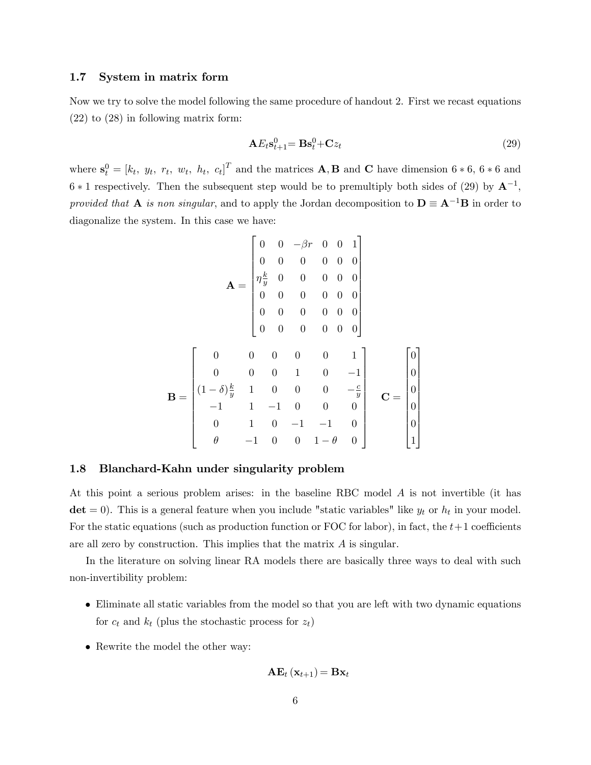### 1.7 System in matrix form

Now we try to solve the model following the same procedure of handout 2. First we recast equations (22) to (28) in following matrix form:

$$\mathbf{A}E_t\mathbf{s}_{t+1}^0 = \mathbf{B}\mathbf{s}_t^0 + \mathbf{C}z_t \tag{29}$$

where $\mathbf{s}_t^0 = [k_t,\ y_t,\ r_t,\ w_t,\ h_t,\ c_t]^T$ and the matrices $\mathbf{A}, \mathbf{B}$ and $\mathbf{C}$ have dimension $6*6$, $6*6$ and $6*1$ respectively. Then the subsequent step would be to premultiply both sides of (29) by $\mathbf{A}^{-1}$, *provided that* $\mathbf{A}$ *is non singular*, and to apply the Jordan decomposition to $\mathbf{D} \equiv \mathbf{A}^{-1}\mathbf{B}$ in order to diagonalize the system. In this case we have:

$$\mathbf{A} = \begin{bmatrix} 0 & 0 & -\beta r & 0 & 0 & 1 \\ 0 & 0 & 0 & 0 & 0 & 0 \\ \eta\frac{k}{y} & 0 & 0 & 0 & 0 & 0 \\ 0 & 0 & 0 & 0 & 0 & 0 \\ 0 & 0 & 0 & 0 & 0 & 0 \\ 0 & 0 & 0 & 0 & 0 & 0 \end{bmatrix}$$

$$\mathbf{B} = \begin{bmatrix} 0 & 0 & 0 & 0 & 0 & 1 \\ 0 & 0 & 0 & 1 & 0 & -1 \\ (1-\delta)\frac{k}{y} & 1 & 0 & 0 & 0 & -\frac{c}{y} \\ -1 & 1 & -1 & 0 & 0 & 0 \\ 0 & 1 & 0 & -1 & -1 & 0 \\ \theta & -1 & 0 & 0 & 1-\theta & 0 \end{bmatrix} \quad \mathbf{C} = \begin{bmatrix} 0 \\ 0 \\ 0 \\ 0 \\ 0 \\ 1 \end{bmatrix}$$

### 1.8 Blanchard-Kahn under singularity problem

At this point a serious problem arises: in the baseline RBC model $A$ is not invertible (it has $\mathbf{det} = 0$). This is a general feature when you include "static variables" like $y_t$ or $h_t$ in your model. For the static equations (such as production function or FOC for labor), in fact, the $t+1$ coefficients are all zero by construction. This implies that the matrix $A$ is singular.

In the literature on solving linear RA models there are basically three ways to deal with such non-invertibility problem:

- Eliminate all static variables from the model so that you are left with two dynamic equations for $c_t$ and $k_t$ (plus the stochastic process for $z_t$)
- Rewrite the model the other way:

$$\mathbf{A}\mathbf{E}_t\left(\mathbf{x}_{t+1}\right) = \mathbf{B}\mathbf{x}_t$$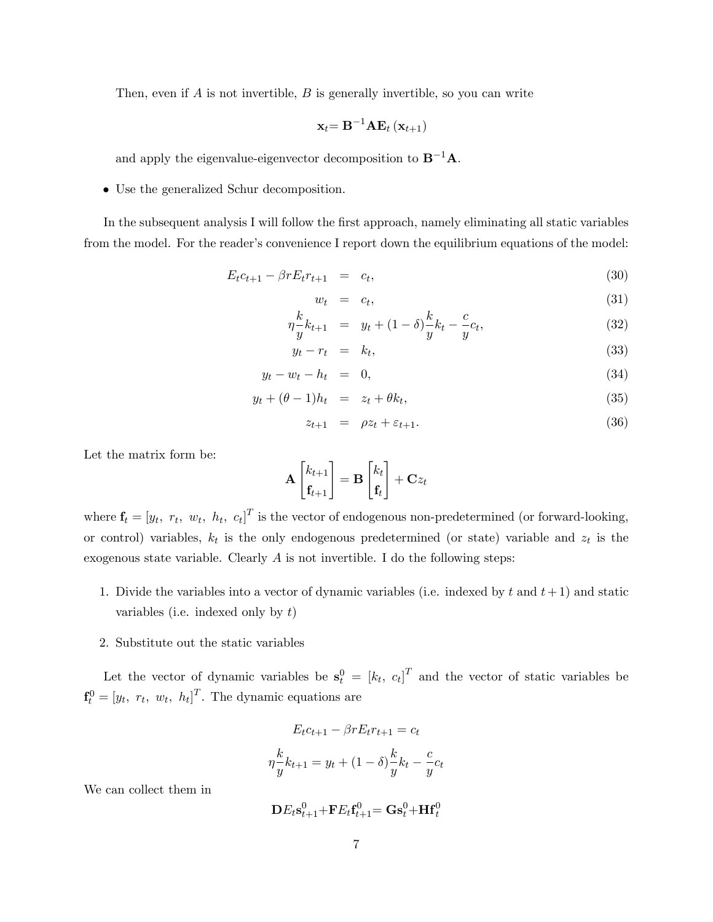Then, even if $A$ is not invertible, $B$ is generally invertible, so you can write

$$\mathbf{x}_t = \mathbf{B}^{-1}\mathbf{A}\mathbf{E}_t\left(\mathbf{x}_{t+1}\right)$$

and apply the eigenvalue-eigenvector decomposition to $\mathbf{B}^{-1}\mathbf{A}$.

- Use the generalized Schur decomposition.

In the subsequent analysis I will follow the first approach, namely eliminating all static variables from the model. For the reader's convenience I report down the equilibrium equations of the model:

$$E_t c_{t+1} - \beta r E_t r_{t+1} = c_t, \tag{30}$$

$$w_t = c_t, \tag{31}$$

$$\eta \frac{k}{y} k_{t+1} = y_t + (1-\delta)\frac{k}{y}k_t - \frac{c}{y}c_t, \tag{32}$$

$$y_t - r_t = k_t, \tag{33}$$

$$y_t - w_t - h_t = 0, \tag{34}$$

$$y_t + (\theta - 1)h_t = z_t + \theta k_t, \tag{35}$$

$$z_{t+1} = \rho z_t + \varepsilon_{t+1}. \tag{36}$$

Let the matrix form be:

$$\mathbf{A}\begin{bmatrix} k_{t+1} \\ \mathbf{f}_{t+1} \end{bmatrix} = \mathbf{B}\begin{bmatrix} k_t \\ \mathbf{f}_t \end{bmatrix} + \mathbf{C}z_t$$

where $\mathbf{f}_t = [y_t,\ r_t,\ w_t,\ h_t,\ c_t]^T$ is the vector of endogenous non-predetermined (or forward-looking, or control) variables, $k_t$ is the only endogenous predetermined (or state) variable and $z_t$ is the exogenous state variable. Clearly $A$ is not invertible. I do the following steps:

1. Divide the variables into a vector of dynamic variables (i.e. indexed by $t$ and $t+1$) and static variables (i.e. indexed only by $t$)
2. Substitute out the static variables

Let the vector of dynamic variables be $\mathbf{s}_t^0 = [k_t,\ c_t]^T$ and the vector of static variables be $\mathbf{f}_t^0 = [y_t,\ r_t,\ w_t,\ h_t]^T$. The dynamic equations are

$$E_t c_{t+1} - \beta r E_t r_{t+1} = c_t$$

$$\eta \frac{k}{y} k_{t+1} = y_t + (1-\delta)\frac{k}{y}k_t - \frac{c}{y}c_t$$

We can collect them in

$$\mathbf{D}E_t\mathbf{s}_{t+1}^0 + \mathbf{F}E_t\mathbf{f}_{t+1}^0 = \mathbf{G}\mathbf{s}_t^0 + \mathbf{H}\mathbf{f}_t^0$$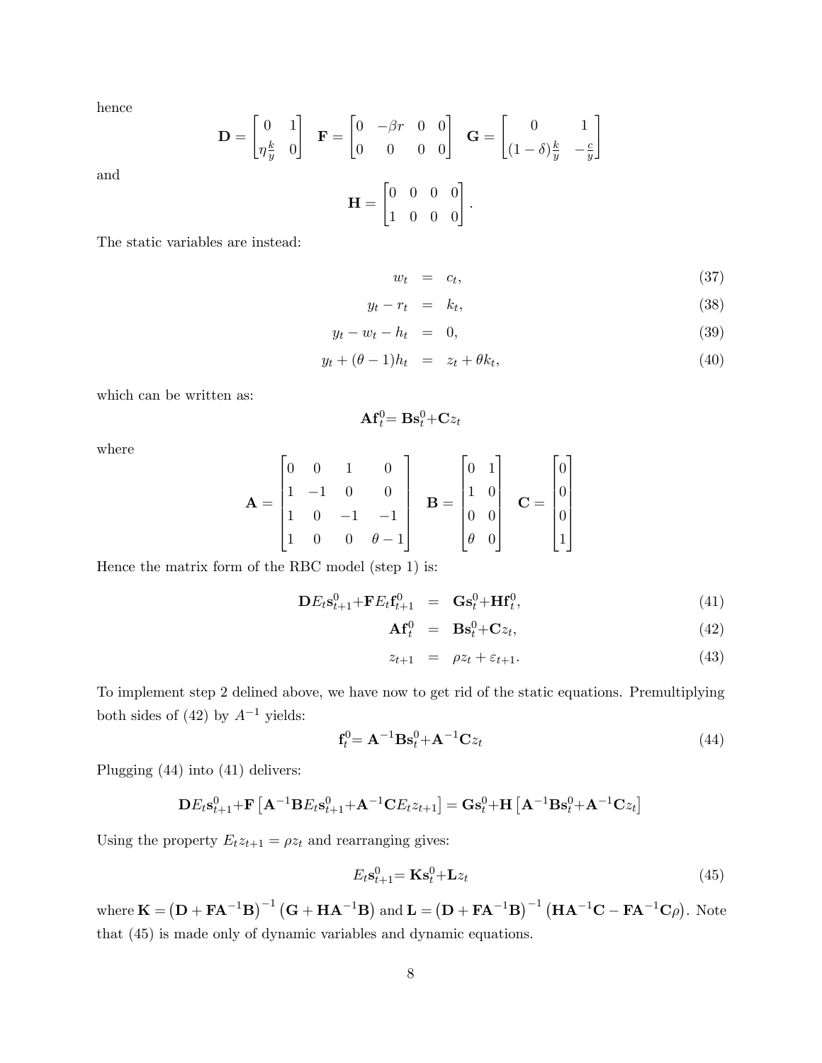hence

$$
\mathbf{D} = \begin{bmatrix} 0 & 1 \\ \eta\frac{k}{y} & 0 \end{bmatrix} \quad \mathbf{F} = \begin{bmatrix} 0 & -\beta r & 0 & 0 \\ 0 & 0 & 0 & 0 \end{bmatrix} \quad \mathbf{G} = \begin{bmatrix} 0 & 1 \\ (1-\delta)\frac{k}{y} & -\frac{c}{y} \end{bmatrix}
$$

and

$$
\mathbf{H} = \begin{bmatrix} 0 & 0 & 0 & 0 \\ 1 & 0 & 0 & 0 \end{bmatrix}.
$$

The static variables are instead:

$$
\begin{aligned}
w_t &= c_t, && (37) \\
y_t - r_t &= k_t, && (38) \\
y_t - w_t - h_t &= 0, && (39) \\
y_t + (\theta - 1)h_t &= z_t + \theta k_t, && (40)
\end{aligned}
$$

which can be written as:

$$
\mathbf{A}\mathbf{f}_t^0 = \mathbf{B}\mathbf{s}_t^0 + \mathbf{C}z_t
$$

where

$$
\mathbf{A} = \begin{bmatrix} 0 & 0 & 1 & 0 \\ 1 & -1 & 0 & 0 \\ 1 & 0 & -1 & -1 \\ 1 & 0 & 0 & \theta-1 \end{bmatrix} \quad \mathbf{B} = \begin{bmatrix} 0 & 1 \\ 1 & 0 \\ 0 & 0 \\ \theta & 0 \end{bmatrix} \quad \mathbf{C} = \begin{bmatrix} 0 \\ 0 \\ 0 \\ 1 \end{bmatrix}
$$

Hence the matrix form of the RBC model (step 1) is:

$$
\begin{aligned}
\mathbf{D}E_t\mathbf{s}_{t+1}^0 + \mathbf{F}E_t\mathbf{f}_{t+1}^0 &= \mathbf{G}\mathbf{s}_t^0 + \mathbf{H}\mathbf{f}_t^0, && (41) \\
\mathbf{A}\mathbf{f}_t^0 &= \mathbf{B}\mathbf{s}_t^0 + \mathbf{C}z_t, && (42) \\
z_{t+1} &= \rho z_t + \varepsilon_{t+1}. && (43)
\end{aligned}
$$

To implement step 2 delined above, we have now to get rid of the static equations. Premultiplying both sides of (42) by $A^{-1}$ yields:

$$
\mathbf{f}_t^0 = \mathbf{A}^{-1}\mathbf{B}\mathbf{s}_t^0 + \mathbf{A}^{-1}\mathbf{C}z_t \tag{44}
$$

Plugging (44) into (41) delivers:

$$
\mathbf{D}E_t\mathbf{s}_{t+1}^0 + \mathbf{F}\left[\mathbf{A}^{-1}\mathbf{B}E_t\mathbf{s}_{t+1}^0 + \mathbf{A}^{-1}\mathbf{C}E_t z_{t+1}\right] = \mathbf{G}\mathbf{s}_t^0 + \mathbf{H}\left[\mathbf{A}^{-1}\mathbf{B}\mathbf{s}_t^0 + \mathbf{A}^{-1}\mathbf{C}z_t\right]
$$

Using the property $E_t z_{t+1} = \rho z_t$ and rearranging gives:

$$
E_t\mathbf{s}_{t+1}^0 = \mathbf{K}\mathbf{s}_t^0 + \mathbf{L}z_t \tag{45}
$$

where $\mathbf{K} = \left(\mathbf{D} + \mathbf{F}\mathbf{A}^{-1}\mathbf{B}\right)^{-1}\left(\mathbf{G} + \mathbf{H}\mathbf{A}^{-1}\mathbf{B}\right)$ and $\mathbf{L} = \left(\mathbf{D} + \mathbf{F}\mathbf{A}^{-1}\mathbf{B}\right)^{-1}\left(\mathbf{H}\mathbf{A}^{-1}\mathbf{C} - \mathbf{F}\mathbf{A}^{-1}\mathbf{C}\rho\right)$. Note that (45) is made only of dynamic variables and dynamic equations.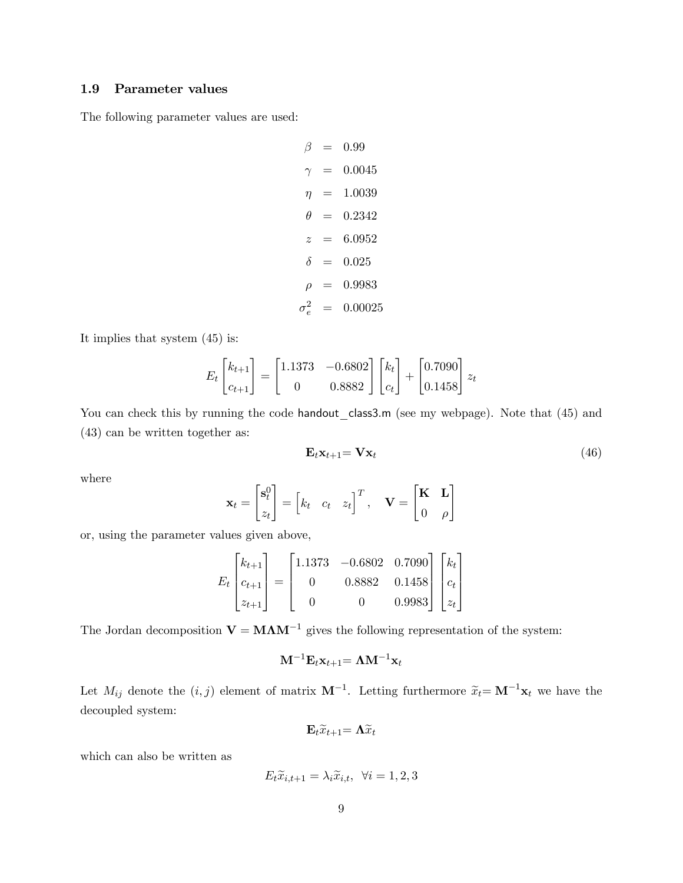### 1.9 Parameter values

The following parameter values are used:

$$
\begin{aligned}
\beta &= 0.99 \\
\gamma &= 0.0045 \\
\eta &= 1.0039 \\
\theta &= 0.2342 \\
z &= 6.0952 \\
\delta &= 0.025 \\
\rho &= 0.9983 \\
\sigma_e^2 &= 0.00025
\end{aligned}
$$

It implies that system (45) is:

$$
E_t \begin{bmatrix} k_{t+1} \\ c_{t+1} \end{bmatrix} = \begin{bmatrix} 1.1373 & -0.6802 \\ 0 & 0.8882 \end{bmatrix} \begin{bmatrix} k_t \\ c_t \end{bmatrix} + \begin{bmatrix} 0.7090 \\ 0.1458 \end{bmatrix} z_t
$$

You can check this by running the code handout_class3.m (see my webpage). Note that (45) and (43) can be written together as:

$$
\mathbf{E}_t \mathbf{x}_{t+1} = \mathbf{V}\mathbf{x}_t \tag{46}
$$

where

$$
\mathbf{x}_t = \begin{bmatrix} \mathbf{s}_t^0 \\ z_t \end{bmatrix} = \begin{bmatrix} k_t & c_t & z_t \end{bmatrix}^T, \quad \mathbf{V} = \begin{bmatrix} \mathbf{K} & \mathbf{L} \\ 0 & \rho \end{bmatrix}
$$

or, using the parameter values given above,

$$
E_t \begin{bmatrix} k_{t+1} \\ c_{t+1} \\ z_{t+1} \end{bmatrix} = \begin{bmatrix} 1.1373 & -0.6802 & 0.7090 \\ 0 & 0.8882 & 0.1458 \\ 0 & 0 & 0.9983 \end{bmatrix} \begin{bmatrix} k_t \\ c_t \\ z_t \end{bmatrix}
$$

The Jordan decomposition $\mathbf{V} = \mathbf{M}\mathbf{\Lambda}\mathbf{M}^{-1}$ gives the following representation of the system:

$$
\mathbf{M}^{-1}\mathbf{E}_t \mathbf{x}_{t+1} = \mathbf{\Lambda}\mathbf{M}^{-1}\mathbf{x}_t
$$

Let $M_{ij}$ denote the $(i,j)$ element of matrix $\mathbf{M}^{-1}$. Letting furthermore $\widetilde{x}_t = \mathbf{M}^{-1}\mathbf{x}_t$ we have the decoupled system:

$$
\mathbf{E}_t \widetilde{x}_{t+1} = \mathbf{\Lambda}\widetilde{x}_t
$$

which can also be written as

$$
E_t \widetilde{x}_{i,t+1} = \lambda_i \widetilde{x}_{i,t}, \;\; \forall i = 1, 2, 3
$$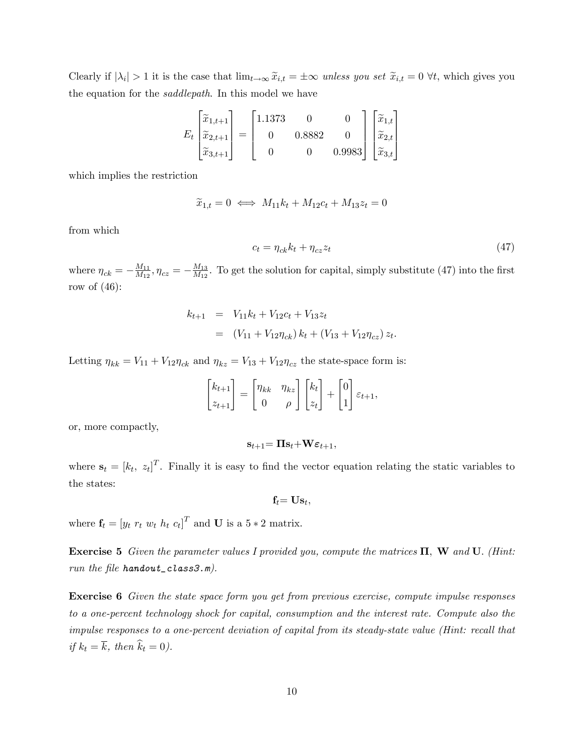Clearly if $|\lambda_i| > 1$ it is the case that $\lim_{t\to\infty} \widetilde{x}_{i,t} = \pm\infty$ *unless you set* $\widetilde{x}_{i,t} = 0 \ \forall t$, which gives you the equation for the *saddlepath*. In this model we have

$$E_t \begin{bmatrix} \widetilde{x}_{1,t+1} \\ \widetilde{x}_{2,t+1} \\ \widetilde{x}_{3,t+1} \end{bmatrix} = \begin{bmatrix} 1.1373 & 0 & 0 \\ 0 & 0.8882 & 0 \\ 0 & 0 & 0.9983 \end{bmatrix} \begin{bmatrix} \widetilde{x}_{1,t} \\ \widetilde{x}_{2,t} \\ \widetilde{x}_{3,t} \end{bmatrix}$$

which implies the restriction

$$\widetilde{x}_{1,t} = 0 \iff M_{11}k_t + M_{12}c_t + M_{13}z_t = 0$$

from which

$$c_t = \eta_{ck}k_t + \eta_{cz}z_t \tag{47}$$

where $\eta_{ck} = -\frac{M_{11}}{M_{12}}, \eta_{cz} = -\frac{M_{13}}{M_{12}}$. To get the solution for capital, simply substitute (47) into the first row of (46):

$$\begin{aligned} k_{t+1} &= V_{11}k_t + V_{12}c_t + V_{13}z_t \\ &= \left(V_{11} + V_{12}\eta_{ck}\right)k_t + \left(V_{13} + V_{12}\eta_{cz}\right)z_t. \end{aligned}$$

Letting $\eta_{kk} = V_{11} + V_{12}\eta_{ck}$ and $\eta_{kz} = V_{13} + V_{12}\eta_{cz}$ the state-space form is:

$$\begin{bmatrix} k_{t+1} \\ z_{t+1} \end{bmatrix} = \begin{bmatrix} \eta_{kk} & \eta_{kz} \\ 0 & \rho \end{bmatrix} \begin{bmatrix} k_t \\ z_t \end{bmatrix} + \begin{bmatrix} 0 \\ 1 \end{bmatrix} \varepsilon_{t+1},$$

or, more compactly,

$$\mathbf{s}_{t+1} = \mathbf{\Pi}\mathbf{s}_t + \mathbf{W}\varepsilon_{t+1},$$

where $\mathbf{s}_t = [k_t, \ z_t]^T$. Finally it is easy to find the vector equation relating the static variables to the states:

$$\mathbf{f}_t = \mathbf{U}\mathbf{s}_t,$$

where $\mathbf{f}_t = [y_t \ r_t \ w_t \ h_t \ c_t]^T$ and $\mathbf{U}$ is a $5 * 2$ matrix.

**Exercise 5** *Given the parameter values I provided you, compute the matrices* $\mathbf{\Pi}$, $\mathbf{W}$ *and* $\mathbf{U}$. *(Hint: run the file* ***handout_class3.m****).*

**Exercise 6** *Given the state space form you get from previous exercise, compute impulse responses to a one-percent technology shock for capital, consumption and the interest rate. Compute also the impulse responses to a one-percent deviation of capital from its steady-state value (Hint: recall that if* $k_t = \overline{k}$*, then* $\widehat{k}_t = 0$*).*